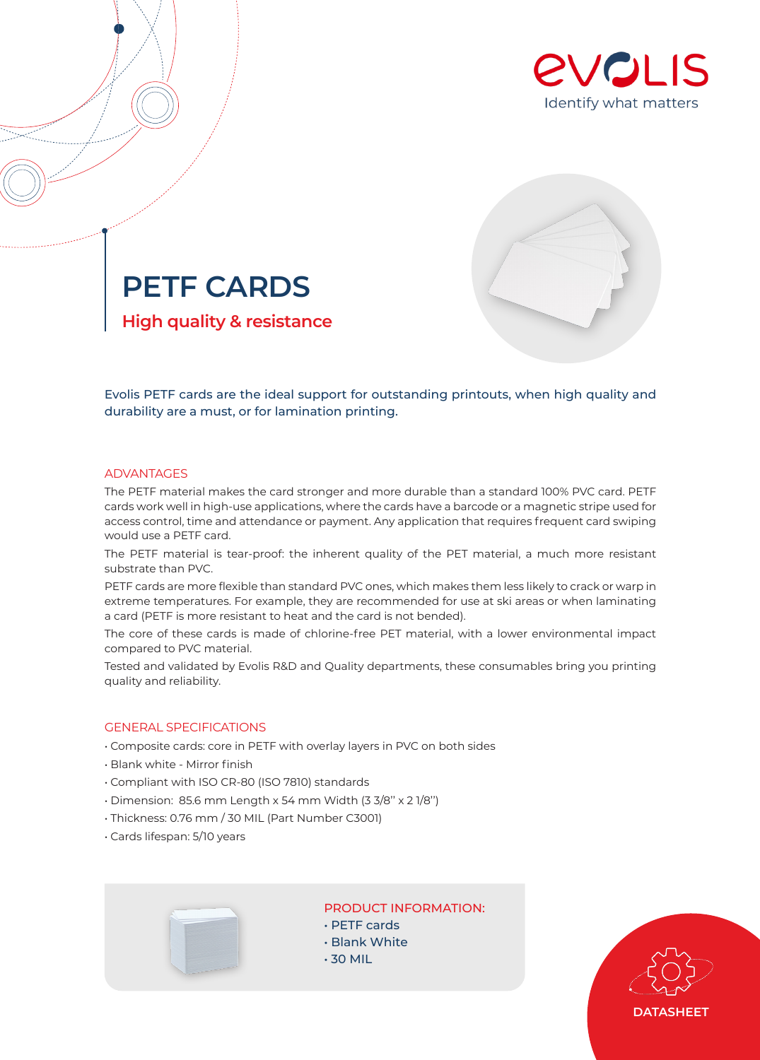evolis
Identify what matters

# PETF CARDS

## High quality & resistance

Evolis PETF cards are the ideal support for outstanding printouts, when high quality and durability are a must, or for lamination printing.

### ADVANTAGES

The PETF material makes the card stronger and more durable than a standard 100% PVC card. PETF cards work well in high-use applications, where the cards have a barcode or a magnetic stripe used for access control, time and attendance or payment. Any application that requires frequent card swiping would use a PETF card.

The PETF material is tear-proof: the inherent quality of the PET material, a much more resistant substrate than PVC.

PETF cards are more flexible than standard PVC ones, which makes them less likely to crack or warp in extreme temperatures. For example, they are recommended for use at ski areas or when laminating a card (PETF is more resistant to heat and the card is not bended).

The core of these cards is made of chlorine-free PET material, with a lower environmental impact compared to PVC material.

Tested and validated by Evolis R&D and Quality departments, these consumables bring you printing quality and reliability.

### GENERAL SPECIFICATIONS

- Composite cards: core in PETF with overlay layers in PVC on both sides
- Blank white - Mirror finish
- Compliant with ISO CR-80 (ISO 7810) standards
- Dimension: 85.6 mm Length x 54 mm Width (3 3/8'' x 2 1/8'')
- Thickness: 0.76 mm / 30 MIL (Part Number C3001)
- Cards lifespan: 5/10 years

### PRODUCT INFORMATION:

- PETF cards
- Blank White
- 30 MIL

DATASHEET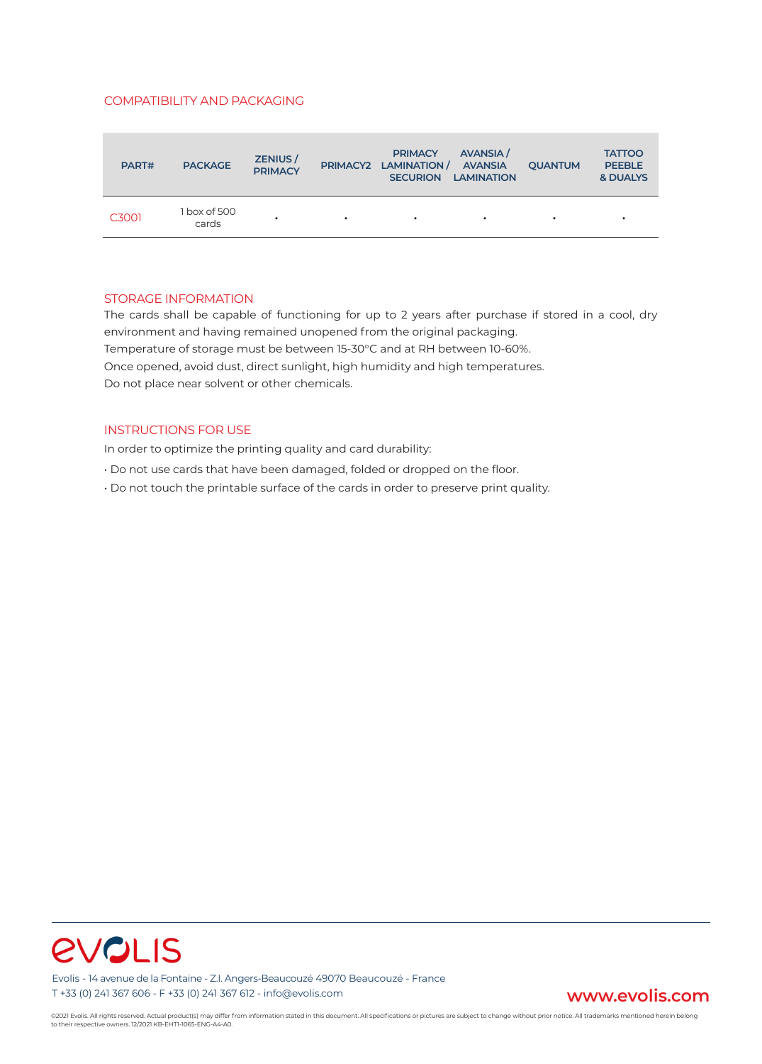## COMPATIBILITY AND PACKAGING

| PART# | PACKAGE | ZENIUS / PRIMACY | PRIMACY2 | PRIMACY LAMINATION / SECURION | AVANSIA / AVANSIA LAMINATION | QUANTUM | TATTOO PEEBLE & DUALYS |
|---|---|---|---|---|---|---|---|
| C3001 | 1 box of 500 cards | • | • | • | • | • | • |

## STORAGE INFORMATION

The cards shall be capable of functioning for up to 2 years after purchase if stored in a cool, dry environment and having remained unopened from the original packaging.
Temperature of storage must be between 15-30°C and at RH between 10-60%.
Once opened, avoid dust, direct sunlight, high humidity and high temperatures.
Do not place near solvent or other chemicals.

## INSTRUCTIONS FOR USE

In order to optimize the printing quality and card durability:

- Do not use cards that have been damaged, folded or dropped on the floor.
- Do not touch the printable surface of the cards in order to preserve print quality.

EVOLIS

Evolis - 14 avenue de la Fontaine - Z.I. Angers-Beaucouzé 49070 Beaucouzé - France
T +33 (0) 241 367 606 - F +33 (0) 241 367 612 - info@evolis.com

www.evolis.com

©2021 Evolis. All rights reserved. Actual product(s) may differ from information stated in this document. All specifications or pictures are subject to change without prior notice. All trademarks mentioned herein belong to their respective owners. 12/2021 KB-EHT1-1065-ENG-A4-A0.